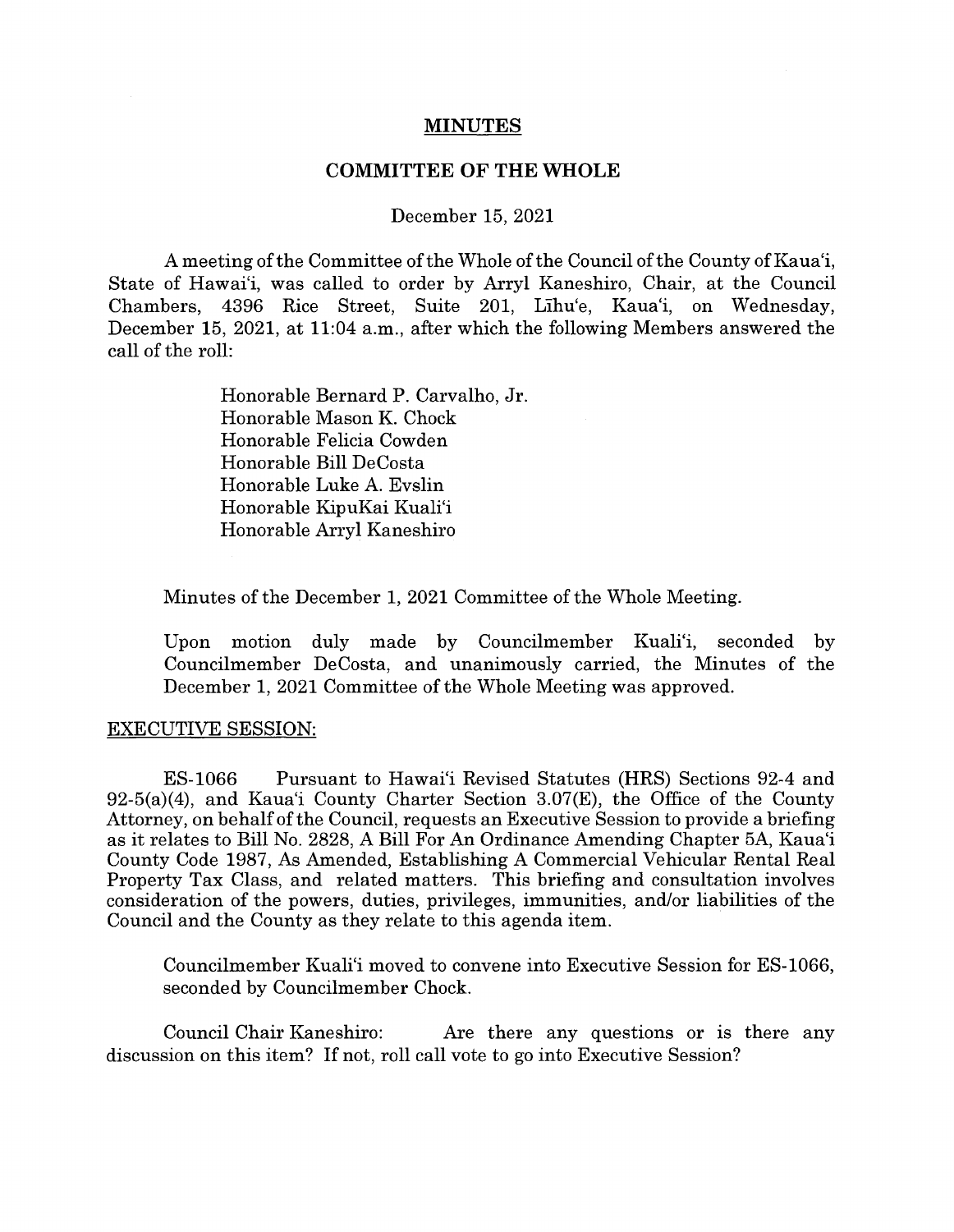# MINUTES

## COMMITTEE OF THE WHOLE

December 15, 2021

A meeting of the Committee of the Whole of the Council of the County of Kaua'i, State of Hawai'i, was called to order by Arryl Kaneshiro, Chair, at the Council Chambers, 4396 Rice Street, Suite 201, Līhu'e, Kaua'i, on Wednesday, December 15, 2021, at 11:04 a.m., after which the following Members answered the call of the roll:

Honorable Bernard P. Carvalho, Jr.
Honorable Mason K. Chock
Honorable Felicia Cowden
Honorable Bill DeCosta
Honorable Luke A. Evslin
Honorable KipuKai Kuali'i
Honorable Arryl Kaneshiro

Minutes of the December 1, 2021 Committee of the Whole Meeting.

Upon motion duly made by Councilmember Kuali'i, seconded by Councilmember DeCosta, and unanimously carried, the Minutes of the December 1, 2021 Committee of the Whole Meeting was approved.

EXECUTIVE SESSION:

ES-1066 Pursuant to Hawai'i Revised Statutes (HRS) Sections 92-4 and 92-5(a)(4), and Kaua'i County Charter Section 3.07(E), the Office of the County Attorney, on behalf of the Council, requests an Executive Session to provide a briefing as it relates to Bill No. 2828, A Bill For An Ordinance Amending Chapter 5A, Kaua'i County Code 1987, As Amended, Establishing A Commercial Vehicular Rental Real Property Tax Class, and related matters. This briefing and consultation involves consideration of the powers, duties, privileges, immunities, and/or liabilities of the Council and the County as they relate to this agenda item.

Councilmember Kuali'i moved to convene into Executive Session for ES-1066, seconded by Councilmember Chock.

Council Chair Kaneshiro: Are there any questions or is there any discussion on this item? If not, roll call vote to go into Executive Session?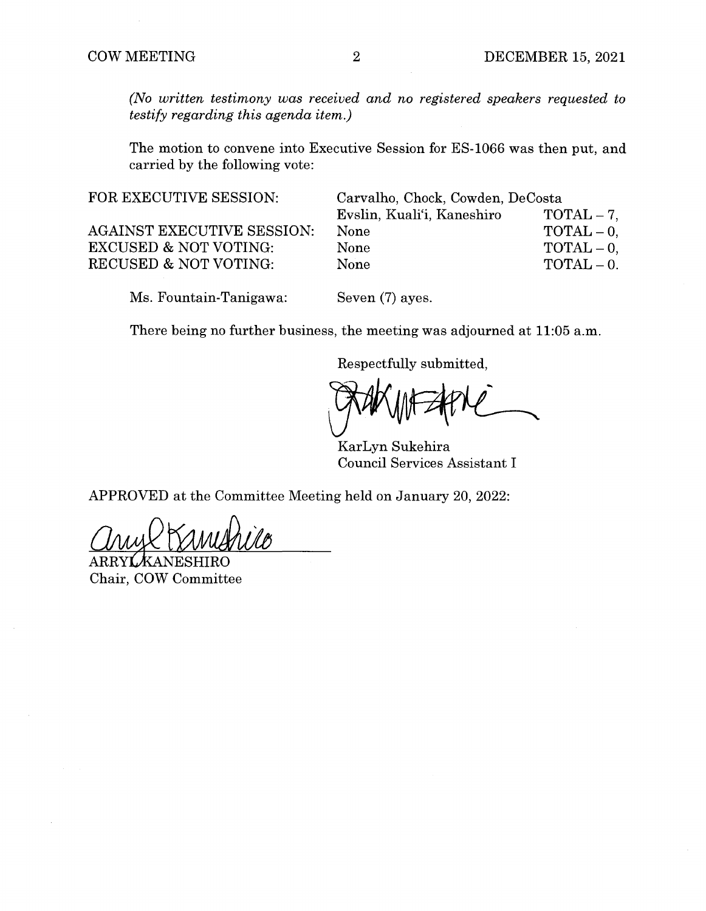*(No written testimony was received and no registered speakers requested to testify regarding this agenda item.)*

The motion to convene into Executive Session for ES-1066 was then put, and carried by the following vote:

| | | |
|---|---|---|
| FOR EXECUTIVE SESSION: | Carvalho, Chock, Cowden, DeCosta Evslin, Kuali'i, Kaneshiro | TOTAL – 7, |
| AGAINST EXECUTIVE SESSION: | None | TOTAL – 0, |
| EXCUSED & NOT VOTING: | None | TOTAL – 0, |
| RECUSED & NOT VOTING: | None | TOTAL – 0. |

Ms. Fountain-Tanigawa: Seven (7) ayes.

There being no further business, the meeting was adjourned at 11:05 a.m.

Respectfully submitted,

KarLyn Sukehira
Council Services Assistant I

APPROVED at the Committee Meeting held on January 20, 2022:

ARRYL KANESHIRO
Chair, COW Committee